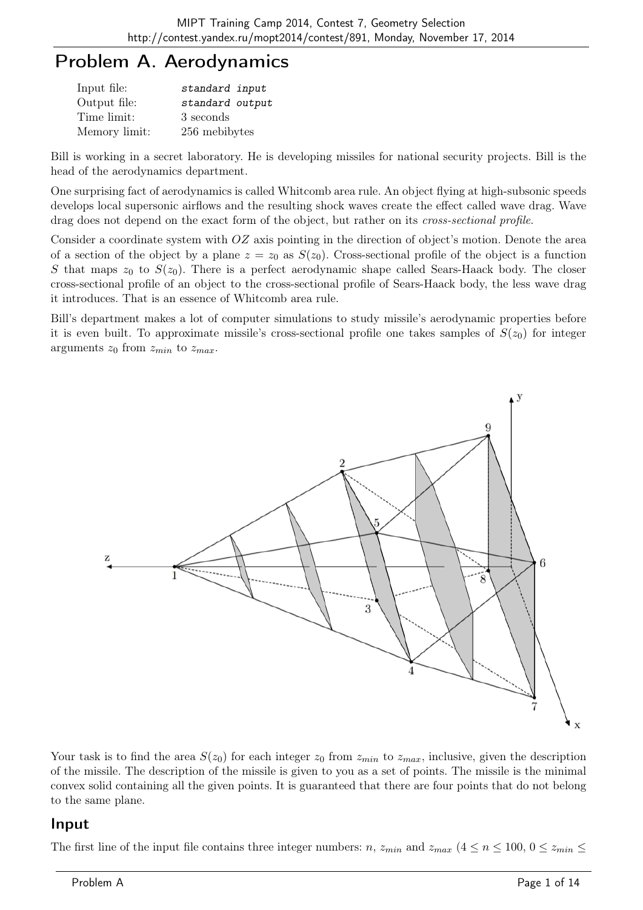# Problem A. Aerodynamics

| | |
|---|---|
| Input file: | *standard input* |
| Output file: | *standard output* |
| Time limit: | 3 seconds |
| Memory limit: | 256 mebibytes |

Bill is working in a secret laboratory. He is developing missiles for national security projects. Bill is the head of the aerodynamics department.

One surprising fact of aerodynamics is called Whitcomb area rule. An object flying at high-subsonic speeds develops local supersonic airflows and the resulting shock waves create the effect called wave drag. Wave drag does not depend on the exact form of the object, but rather on its *cross-sectional profile*.

Consider a coordinate system with $OZ$ axis pointing in the direction of object's motion. Denote the area of a section of the object by a plane $z = z_0$ as $S(z_0)$. Cross-sectional profile of the object is a function $S$ that maps $z_0$ to $S(z_0)$. There is a perfect aerodynamic shape called Sears-Haack body. The closer cross-sectional profile of an object to the cross-sectional profile of Sears-Haack body, the less wave drag it introduces. That is an essence of Whitcomb area rule.

Bill's department makes a lot of computer simulations to study missile's aerodynamic properties before it is even built. To approximate missile's cross-sectional profile one takes samples of $S(z_0)$ for integer arguments $z_0$ from $z_{min}$ to $z_{max}$.

Your task is to find the area $S(z_0)$ for each integer $z_0$ from $z_{min}$ to $z_{max}$, inclusive, given the description of the missile. The description of the missile is given to you as a set of points. The missile is the minimal convex solid containing all the given points. It is guaranteed that there are four points that do not belong to the same plane.

## Input

The first line of the input file contains three integer numbers: $n$, $z_{min}$ and $z_{max}$ ($4 \leq n \leq 100$, $0 \leq z_{min} \leq$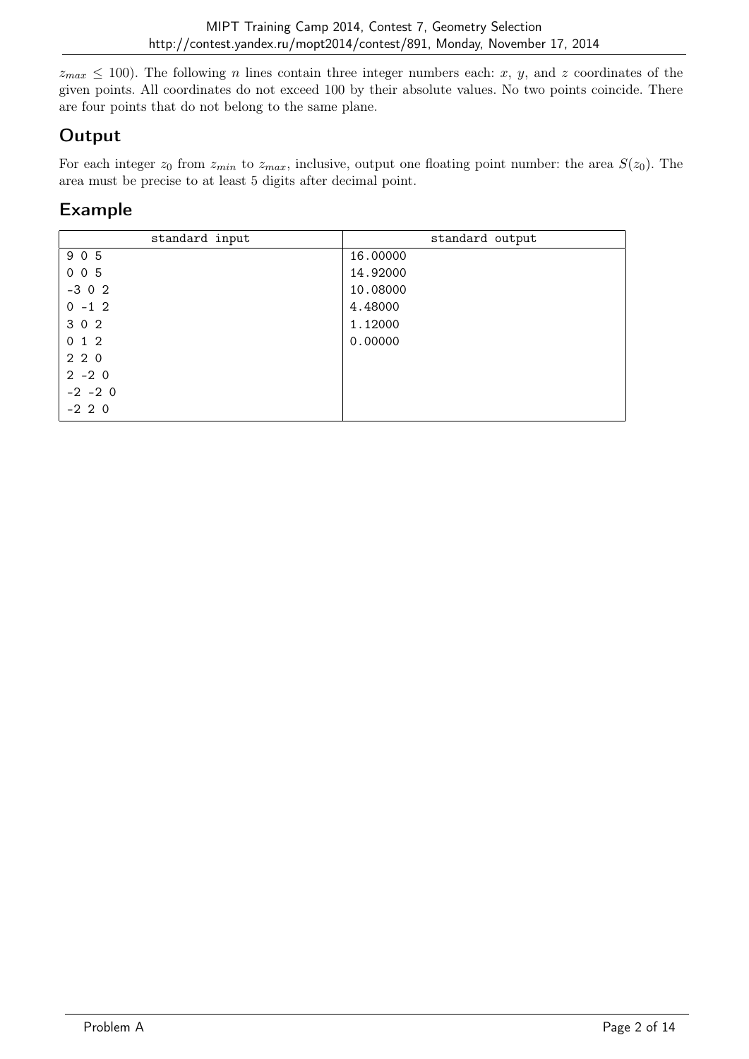$z_{max} \leq 100$). The following $n$ lines contain three integer numbers each: $x$, $y$, and $z$ coordinates of the given points. All coordinates do not exceed 100 by their absolute values. No two points coincide. There are four points that do not belong to the same plane.

## Output

For each integer $z_0$ from $z_{min}$ to $z_{max}$, inclusive, output one floating point number: the area $S(z_0)$. The area must be precise to at least 5 digits after decimal point.

## Example

| standard input | standard output |
|---|---|
| 9 0 5<br>0 0 5<br>-3 0 2<br>0 -1 2<br>3 0 2<br>0 1 2<br>2 2 0<br>2 -2 0<br>-2 -2 0<br>-2 2 0 | 16.00000<br>14.92000<br>10.08000<br>4.48000<br>1.12000<br>0.00000 |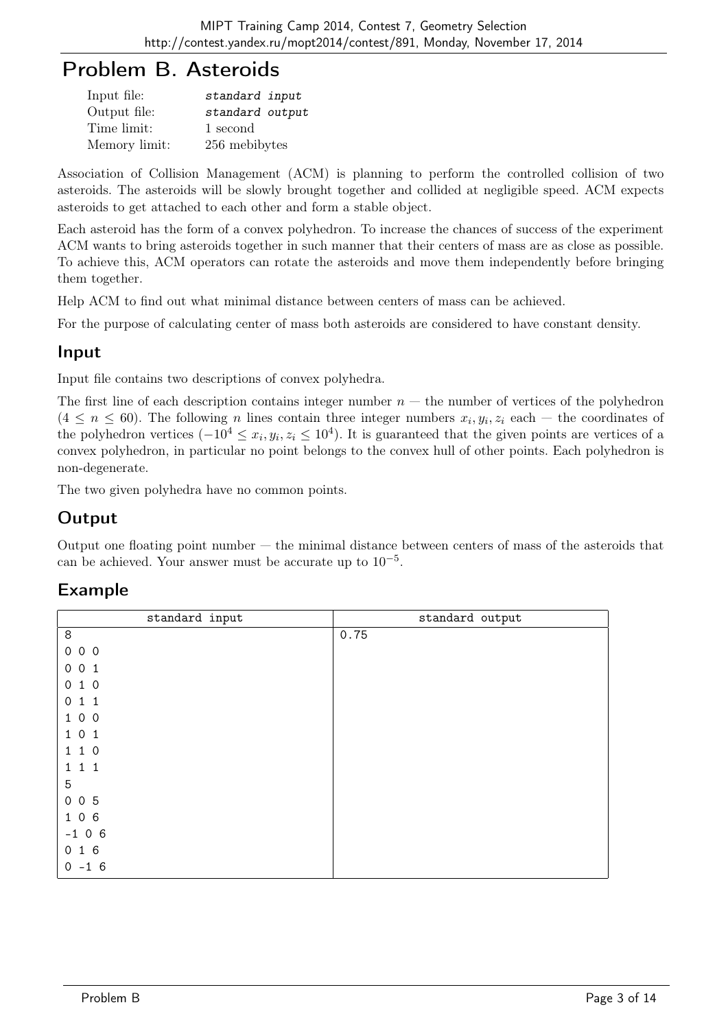# Problem B. Asteroids

| | |
|---|---|
| Input file: | *standard input* |
| Output file: | *standard output* |
| Time limit: | 1 second |
| Memory limit: | 256 mebibytes |

Association of Collision Management (ACM) is planning to perform the controlled collision of two asteroids. The asteroids will be slowly brought together and collided at negligible speed. ACM expects asteroids to get attached to each other and form a stable object.

Each asteroid has the form of a convex polyhedron. To increase the chances of success of the experiment ACM wants to bring asteroids together in such manner that their centers of mass are as close as possible. To achieve this, ACM operators can rotate the asteroids and move them independently before bringing them together.

Help ACM to find out what minimal distance between centers of mass can be achieved.

For the purpose of calculating center of mass both asteroids are considered to have constant density.

## Input

Input file contains two descriptions of convex polyhedra.

The first line of each description contains integer number $n$ — the number of vertices of the polyhedron ($4 \le n \le 60$). The following $n$ lines contain three integer numbers $x_i, y_i, z_i$ each — the coordinates of the polyhedron vertices ($-10^4 \le x_i, y_i, z_i \le 10^4$). It is guaranteed that the given points are vertices of a convex polyhedron, in particular no point belongs to the convex hull of other points. Each polyhedron is non-degenerate.

The two given polyhedra have no common points.

## Output

Output one floating point number — the minimal distance between centers of mass of the asteroids that can be achieved. Your answer must be accurate up to $10^{-5}$.

## Example

| standard input | standard output |
|---|---|
| 8<br>0 0 0<br>0 0 1<br>0 1 0<br>0 1 1<br>1 0 0<br>1 0 1<br>1 1 0<br>1 1 1<br>5<br>0 0 5<br>1 0 6<br>-1 0 6<br>0 1 6<br>0 -1 6 | 0.75 |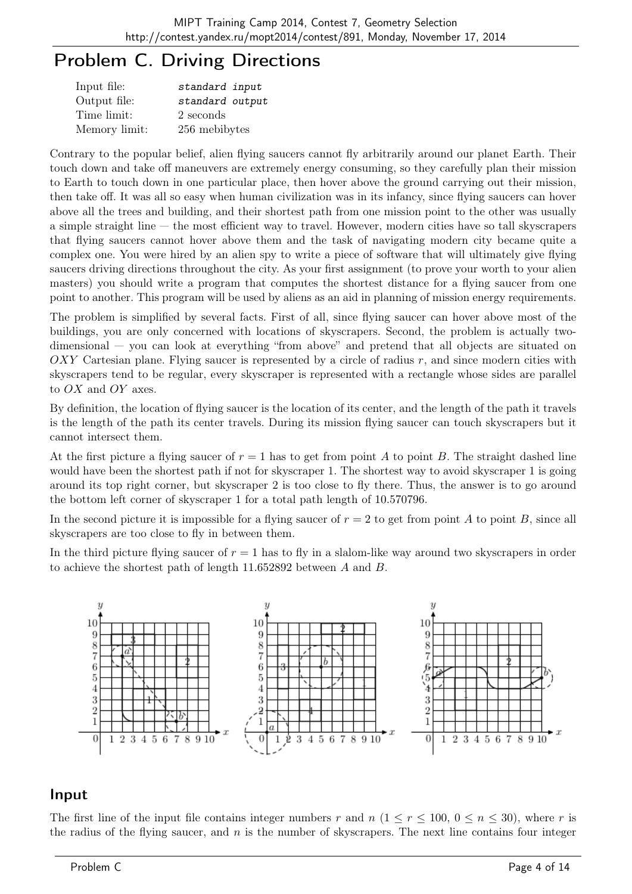# Problem C. Driving Directions

| | |
|---|---|
| Input file: | *standard input* |
| Output file: | *standard output* |
| Time limit: | 2 seconds |
| Memory limit: | 256 mebibytes |

Contrary to the popular belief, alien flying saucers cannot fly arbitrarily around our planet Earth. Their touch down and take off maneuvers are extremely energy consuming, so they carefully plan their mission to Earth to touch down in one particular place, then hover above the ground carrying out their mission, then take off. It was all so easy when human civilization was in its infancy, since flying saucers can hover above all the trees and building, and their shortest path from one mission point to the other was usually a simple straight line — the most efficient way to travel. However, modern cities have so tall skyscrapers that flying saucers cannot hover above them and the task of navigating modern city became quite a complex one. You were hired by an alien spy to write a piece of software that will ultimately give flying saucers driving directions throughout the city. As your first assignment (to prove your worth to your alien masters) you should write a program that computes the shortest distance for a flying saucer from one point to another. This program will be used by aliens as an aid in planning of mission energy requirements.

The problem is simplified by several facts. First of all, since flying saucer can hover above most of the buildings, you are only concerned with locations of skyscrapers. Second, the problem is actually two-dimensional — you can look at everything "from above" and pretend that all objects are situated on $OXY$ Cartesian plane. Flying saucer is represented by a circle of radius $r$, and since modern cities with skyscrapers tend to be regular, every skyscraper is represented with a rectangle whose sides are parallel to $OX$ and $OY$ axes.

By definition, the location of flying saucer is the location of its center, and the length of the path it travels is the length of the path its center travels. During its mission flying saucer can touch skyscrapers but it cannot intersect them.

At the first picture a flying saucer of $r = 1$ has to get from point $A$ to point $B$. The straight dashed line would have been the shortest path if not for skyscraper 1. The shortest way to avoid skyscraper 1 is going around its top right corner, but skyscraper 2 is too close to fly there. Thus, the answer is to go around the bottom left corner of skyscraper 1 for a total path length of 10.570796.

In the second picture it is impossible for a flying saucer of $r = 2$ to get from point $A$ to point $B$, since all skyscrapers are too close to fly in between them.

In the third picture flying saucer of $r = 1$ has to fly in a slalom-like way around two skyscrapers in order to achieve the shortest path of length 11.652892 between $A$ and $B$.

## Input

The first line of the input file contains integer numbers $r$ and $n$ ($1 \leq r \leq 100$, $0 \leq n \leq 30$), where $r$ is the radius of the flying saucer, and $n$ is the number of skyscrapers. The next line contains four integer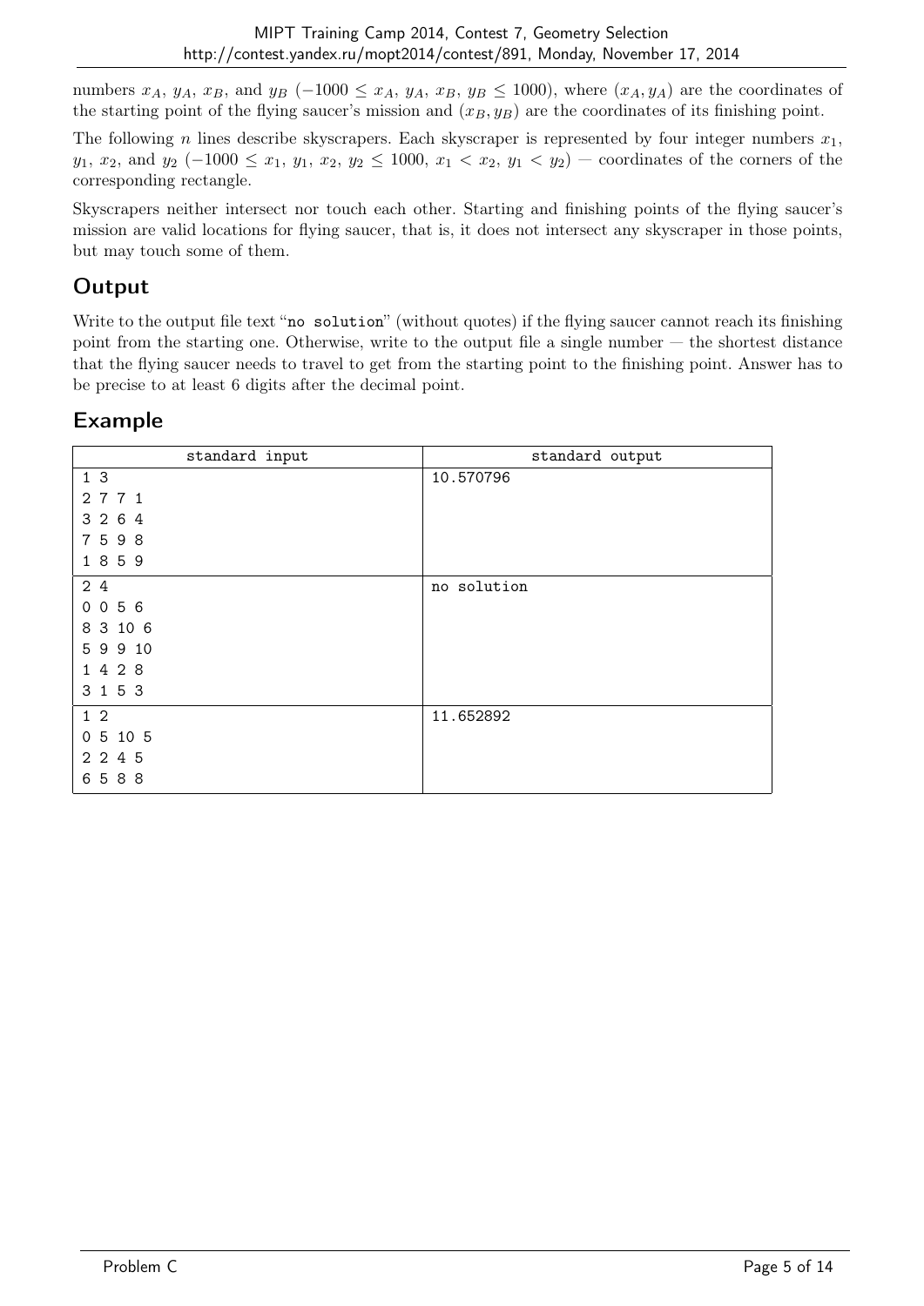numbers $x_A$, $y_A$, $x_B$, and $y_B$ ($-1000 \le x_A, y_A, x_B, y_B \le 1000$), where $(x_A, y_A)$ are the coordinates of the starting point of the flying saucer's mission and $(x_B, y_B)$ are the coordinates of its finishing point.

The following $n$ lines describe skyscrapers. Each skyscraper is represented by four integer numbers $x_1$, $y_1$, $x_2$, and $y_2$ ($-1000 \le x_1, y_1, x_2, y_2 \le 1000$, $x_1 < x_2$, $y_1 < y_2$) — coordinates of the corners of the corresponding rectangle.

Skyscrapers neither intersect nor touch each other. Starting and finishing points of the flying saucer's mission are valid locations for flying saucer, that is, it does not intersect any skyscraper in those points, but may touch some of them.

## Output

Write to the output file text "`no solution`" (without quotes) if the flying saucer cannot reach its finishing point from the starting one. Otherwise, write to the output file a single number — the shortest distance that the flying saucer needs to travel to get from the starting point to the finishing point. Answer has to be precise to at least 6 digits after the decimal point.

## Example

| standard input | standard output |
|---|---|
| 1 3<br>2 7 7 1<br>3 2 6 4<br>7 5 9 8<br>1 8 5 9 | 10.570796 |
| 2 4<br>0 0 5 6<br>8 3 10 6<br>5 9 9 10<br>1 4 2 8<br>3 1 5 3 | no solution |
| 1 2<br>0 5 10 5<br>2 2 4 5<br>6 5 8 8 | 11.652892 |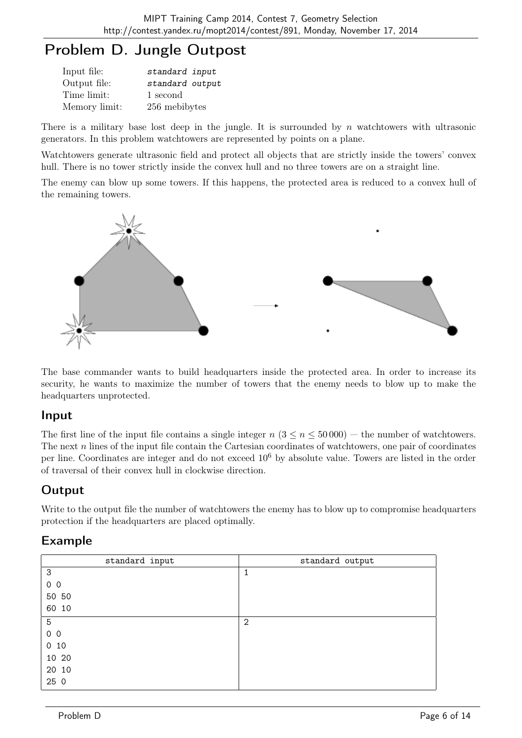# Problem D. Jungle Outpost

| | |
|---|---|
| Input file: | *standard input* |
| Output file: | *standard output* |
| Time limit: | 1 second |
| Memory limit: | 256 mebibytes |

There is a military base lost deep in the jungle. It is surrounded by $n$ watchtowers with ultrasonic generators. In this problem watchtowers are represented by points on a plane.

Watchtowers generate ultrasonic field and protect all objects that are strictly inside the towers' convex hull. There is no tower strictly inside the convex hull and no three towers are on a straight line.

The enemy can blow up some towers. If this happens, the protected area is reduced to a convex hull of the remaining towers.

The base commander wants to build headquarters inside the protected area. In order to increase its security, he wants to maximize the number of towers that the enemy needs to blow up to make the headquarters unprotected.

## Input

The first line of the input file contains a single integer $n$ ($3 \le n \le 50\,000$) — the number of watchtowers. The next $n$ lines of the input file contain the Cartesian coordinates of watchtowers, one pair of coordinates per line. Coordinates are integer and do not exceed $10^6$ by absolute value. Towers are listed in the order of traversal of their convex hull in clockwise direction.

## Output

Write to the output file the number of watchtowers the enemy has to blow up to compromise headquarters protection if the headquarters are placed optimally.

## Example

| standard input | standard output |
|---|---|
| 3<br>0 0<br>50 50<br>60 10 | 1 |
| 5<br>0 0<br>0 10<br>10 20<br>20 10<br>25 0 | 2 |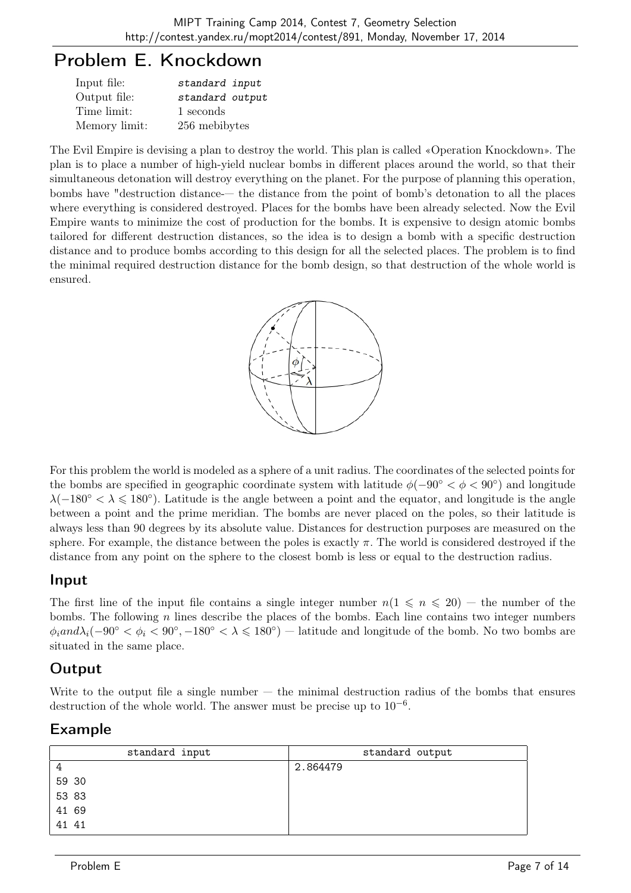# Problem E. Knockdown

| | |
|---|---|
| Input file: | *standard input* |
| Output file: | *standard output* |
| Time limit: | 1 seconds |
| Memory limit: | 256 mebibytes |

The Evil Empire is devising a plan to destroy the world. This plan is called «Operation Knockdown». The plan is to place a number of high-yield nuclear bombs in different places around the world, so that their simultaneous detonation will destroy everything on the planet. For the purpose of planning this operation, bombs have "destruction distance-— the distance from the point of bomb's detonation to all the places where everything is considered destroyed. Places for the bombs have been already selected. Now the Evil Empire wants to minimize the cost of production for the bombs. It is expensive to design atomic bombs tailored for different destruction distances, so the idea is to design a bomb with a specific destruction distance and to produce bombs according to this design for all the selected places. The problem is to find the minimal required destruction distance for the bomb design, so that destruction of the whole world is ensured.

For this problem the world is modeled as a sphere of a unit radius. The coordinates of the selected points for the bombs are specified in geographic coordinate system with latitude $\phi(-90^\circ < \phi < 90^\circ)$ and longitude $\lambda(-180^\circ < \lambda \leqslant 180^\circ)$. Latitude is the angle between a point and the equator, and longitude is the angle between a point and the prime meridian. The bombs are never placed on the poles, so their latitude is always less than 90 degrees by its absolute value. Distances for destruction purposes are measured on the sphere. For example, the distance between the poles is exactly $\pi$. The world is considered destroyed if the distance from any point on the sphere to the closest bomb is less or equal to the destruction radius.

## Input

The first line of the input file contains a single integer number $n (1 \leqslant n \leqslant 20)$ — the number of the bombs. The following $n$ lines describe the places of the bombs. Each line contains two integer numbers $\phi_i and \lambda_i (-90^\circ < \phi_i < 90^\circ, -180^\circ < \lambda \leqslant 180^\circ)$ — latitude and longitude of the bomb. No two bombs are situated in the same place.

## Output

Write to the output file a single number — the minimal destruction radius of the bombs that ensures destruction of the whole world. The answer must be precise up to $10^{-6}$.

## Example

| standard input | standard output |
|---|---|
| 4<br>59 30<br>53 83<br>41 69<br>41 41 | 2.864479 |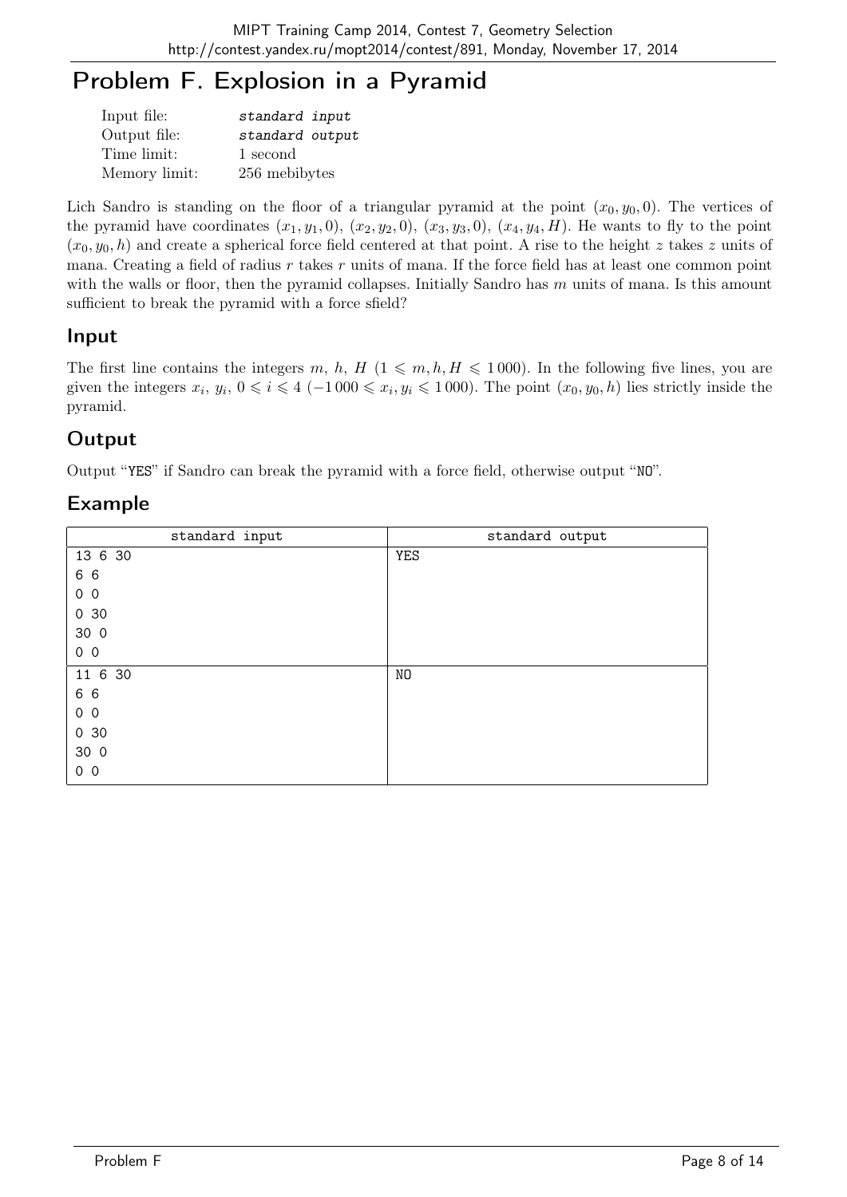# Problem F. Explosion in a Pyramid

| | |
|---|---|
| Input file: | *standard input* |
| Output file: | *standard output* |
| Time limit: | 1 second |
| Memory limit: | 256 mebibytes |

Lich Sandro is standing on the floor of a triangular pyramid at the point $(x_0, y_0, 0)$. The vertices of the pyramid have coordinates $(x_1, y_1, 0)$, $(x_2, y_2, 0)$, $(x_3, y_3, 0)$, $(x_4, y_4, H)$. He wants to fly to the point $(x_0, y_0, h)$ and create a spherical force field centered at that point. A rise to the height $z$ takes $z$ units of mana. Creating a field of radius $r$ takes $r$ units of mana. If the force field has at least one common point with the walls or floor, then the pyramid collapses. Initially Sandro has $m$ units of mana. Is this amount sufficient to break the pyramid with a force sfield?

## Input

The first line contains the integers $m$, $h$, $H$ ($1 \leqslant m, h, H \leqslant 1\,000$). In the following five lines, you are given the integers $x_i$, $y_i$, $0 \leqslant i \leqslant 4$ ($-1\,000 \leqslant x_i, y_i \leqslant 1\,000$). The point $(x_0, y_0, h)$ lies strictly inside the pyramid.

## Output

Output "YES" if Sandro can break the pyramid with a force field, otherwise output "NO".

## Example

| standard input | standard output |
|---|---|
| 13 6 30<br>6 6<br>0 0<br>0 30<br>30 0<br>0 0 | YES |
| 11 6 30<br>6 6<br>0 0<br>0 30<br>30 0<br>0 0 | NO |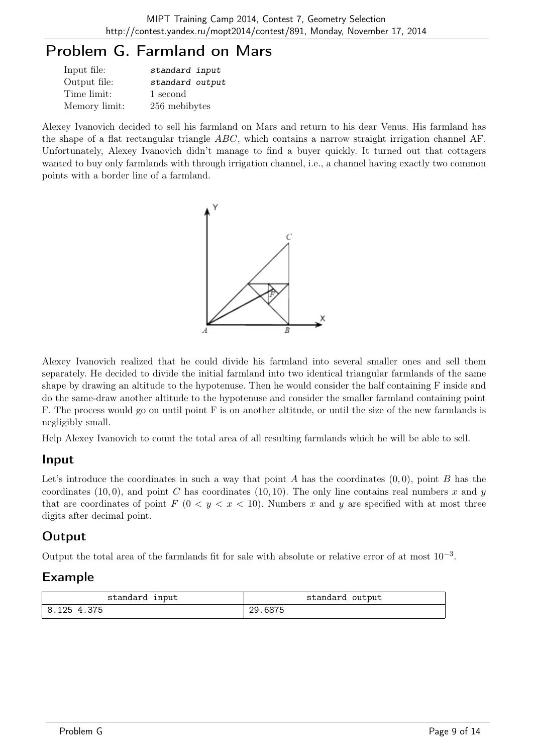# Problem G. Farmland on Mars

| | |
|---|---|
| Input file: | *standard input* |
| Output file: | *standard output* |
| Time limit: | 1 second |
| Memory limit: | 256 mebibytes |

Alexey Ivanovich decided to sell his farmland on Mars and return to his dear Venus. His farmland has the shape of a flat rectangular triangle $ABC$, which contains a narrow straight irrigation channel AF. Unfortunately, Alexey Ivanovich didn't manage to find a buyer quickly. It turned out that cottagers wanted to buy only farmlands with through irrigation channel, i.e., a channel having exactly two common points with a border line of a farmland.

Alexey Ivanovich realized that he could divide his farmland into several smaller ones and sell them separately. He decided to divide the initial farmland into two identical triangular farmlands of the same shape by drawing an altitude to the hypotenuse. Then he would consider the half containing F inside and do the same-draw another altitude to the hypotenuse and consider the smaller farmland containing point F. The process would go on until point F is on another altitude, or until the size of the new farmlands is negligibly small.

Help Alexey Ivanovich to count the total area of all resulting farmlands which he will be able to sell.

## Input

Let's introduce the coordinates in such a way that point $A$ has the coordinates $(0, 0)$, point $B$ has the coordinates $(10, 0)$, and point $C$ has coordinates $(10, 10)$. The only line contains real numbers $x$ and $y$ that are coordinates of point $F$ $(0 < y < x < 10)$. Numbers $x$ and $y$ are specified with at most three digits after decimal point.

## Output

Output the total area of the farmlands fit for sale with absolute or relative error of at most $10^{-3}$.

## Example

| standard input | standard output |
|---|---|
| 8.125 4.375 | 29.6875 |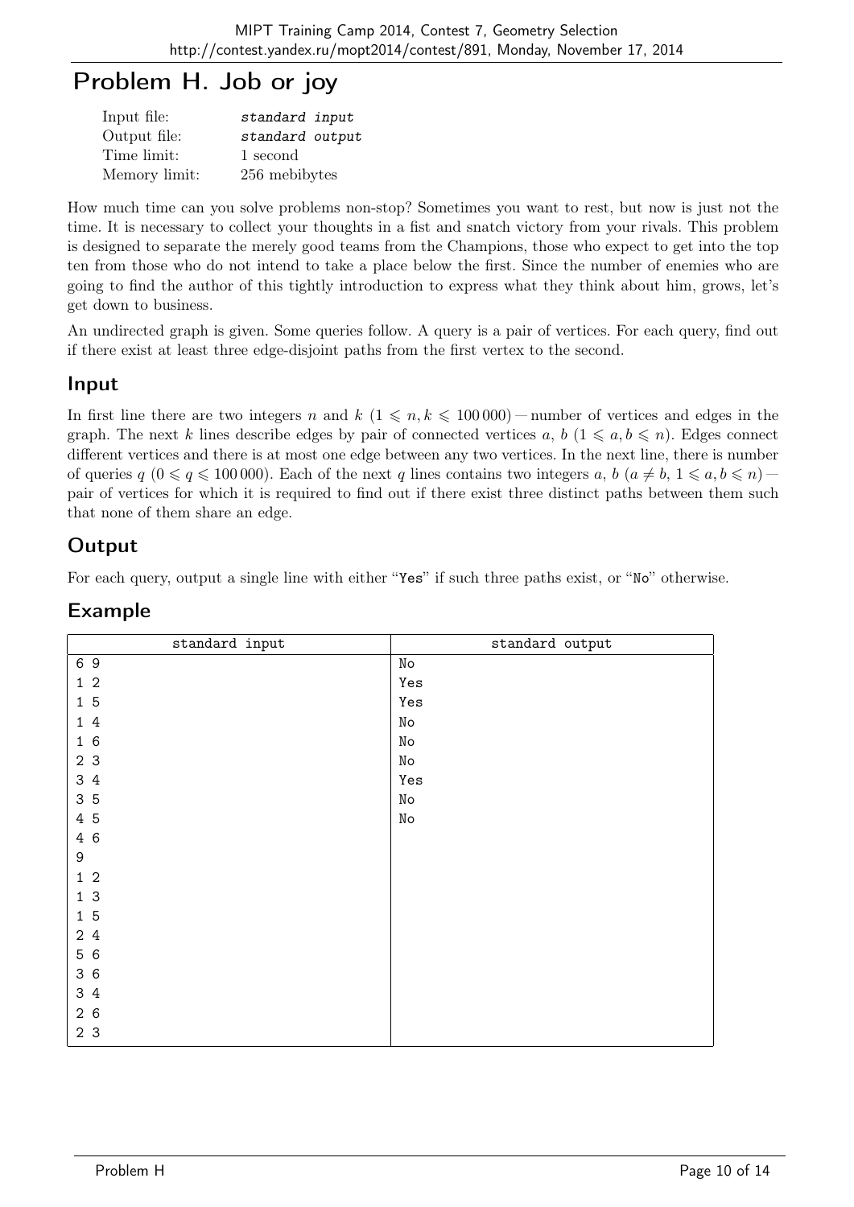# Problem H. Job or joy

| | |
|---|---|
| Input file: | *standard input* |
| Output file: | *standard output* |
| Time limit: | 1 second |
| Memory limit: | 256 mebibytes |

How much time can you solve problems non-stop? Sometimes you want to rest, but now is just not the time. It is necessary to collect your thoughts in a fist and snatch victory from your rivals. This problem is designed to separate the merely good teams from the Champions, those who expect to get into the top ten from those who do not intend to take a place below the first. Since the number of enemies who are going to find the author of this tightly introduction to express what they think about him, grows, let's get down to business.

An undirected graph is given. Some queries follow. A query is a pair of vertices. For each query, find out if there exist at least three edge-disjoint paths from the first vertex to the second.

## Input

In first line there are two integers $n$ and $k$ ($1 \leqslant n, k \leqslant 100\,000$) — number of vertices and edges in the graph. The next $k$ lines describe edges by pair of connected vertices $a$, $b$ ($1 \leqslant a, b \leqslant n$). Edges connect different vertices and there is at most one edge between any two vertices. In the next line, there is number of queries $q$ ($0 \leqslant q \leqslant 100\,000$). Each of the next $q$ lines contains two integers $a$, $b$ ($a \neq b$, $1 \leqslant a, b \leqslant n$) — pair of vertices for which it is required to find out if there exist three distinct paths between them such that none of them share an edge.

## Output

For each query, output a single line with either "Yes" if such three paths exist, or "No" otherwise.

## Example

| standard input | standard output |
|---|---|
| 6 9<br>1 2<br>1 5<br>1 4<br>1 6<br>2 3<br>3 4<br>3 5<br>4 5<br>4 6<br>9<br>1 2<br>1 3<br>1 5<br>2 4<br>5 6<br>3 6<br>3 4<br>2 6<br>2 3 | No<br>Yes<br>Yes<br>No<br>No<br>No<br>Yes<br>No<br>No |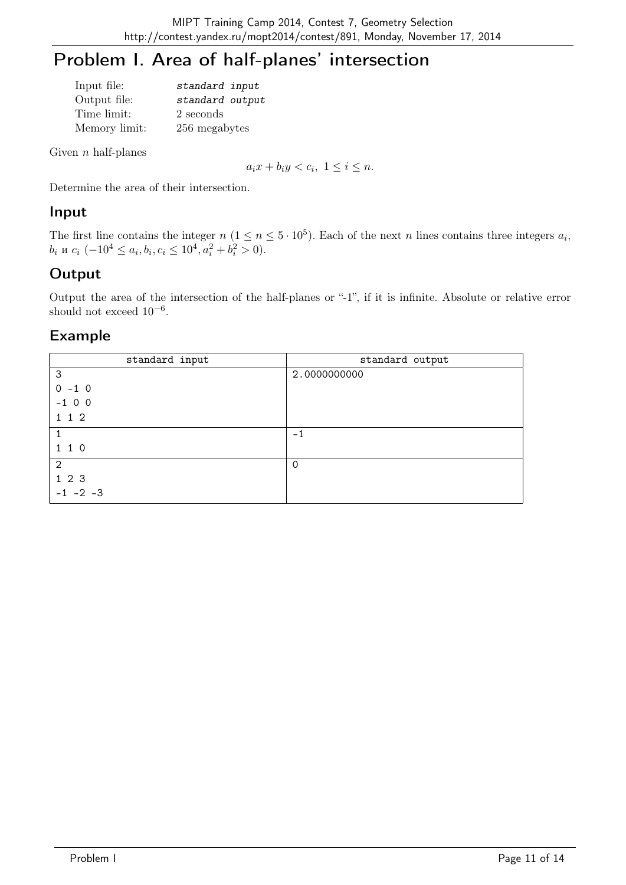# Problem I. Area of half-planes' intersection

| | |
|---|---|
| Input file: | *standard input* |
| Output file: | *standard output* |
| Time limit: | 2 seconds |
| Memory limit: | 256 megabytes |

Given $n$ half-planes

$$a_i x + b_i y < c_i, \ 1 \leq i \leq n.$$

Determine the area of their intersection.

## Input

The first line contains the integer $n$ ($1 \leq n \leq 5 \cdot 10^5$). Each of the next $n$ lines contains three integers $a_i$, $b_i$ и $c_i$ ($-10^4 \leq a_i, b_i, c_i \leq 10^4, a_i^2 + b_i^2 > 0$).

## Output

Output the area of the intersection of the half-planes or "-1", if it is infinite. Absolute or relative error should not exceed $10^{-6}$.

## Example

| standard input | standard output |
|---|---|
| 3<br>0 -1 0<br>-1 0 0<br>1 1 2 | 2.0000000000 |
| 1<br>1 1 0 | -1 |
| 2<br>1 2 3<br>-1 -2 -3 | 0 |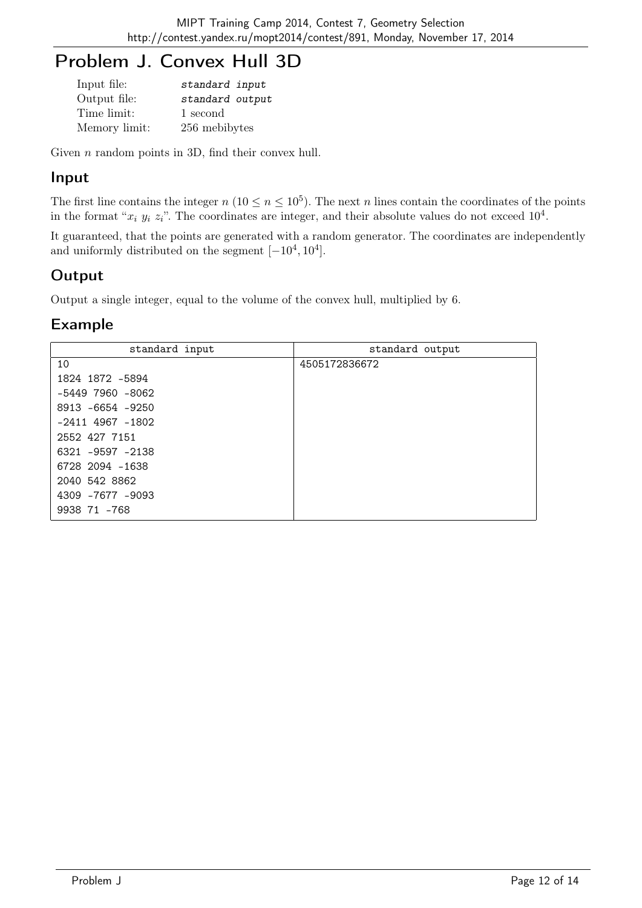# Problem J. Convex Hull 3D

| | |
|---|---|
| Input file: | *standard input* |
| Output file: | *standard output* |
| Time limit: | 1 second |
| Memory limit: | 256 mebibytes |

Given $n$ random points in 3D, find their convex hull.

## Input

The first line contains the integer $n$ ($10 \le n \le 10^5$). The next $n$ lines contain the coordinates of the points in the format "$x_i$ $y_i$ $z_i$". The coordinates are integer, and their absolute values do not exceed $10^4$.

It guaranteed, that the points are generated with a random generator. The coordinates are independently and uniformly distributed on the segment $[-10^4, 10^4]$.

## Output

Output a single integer, equal to the volume of the convex hull, multiplied by 6.

## Example

| standard input | standard output |
|---|---|
| 10<br>1824 1872 -5894<br>-5449 7960 -8062<br>8913 -6654 -9250<br>-2411 4967 -1802<br>2552 427 7151<br>6321 -9597 -2138<br>6728 2094 -1638<br>2040 542 8862<br>4309 -7677 -9093<br>9938 71 -768 | 4505172836672 |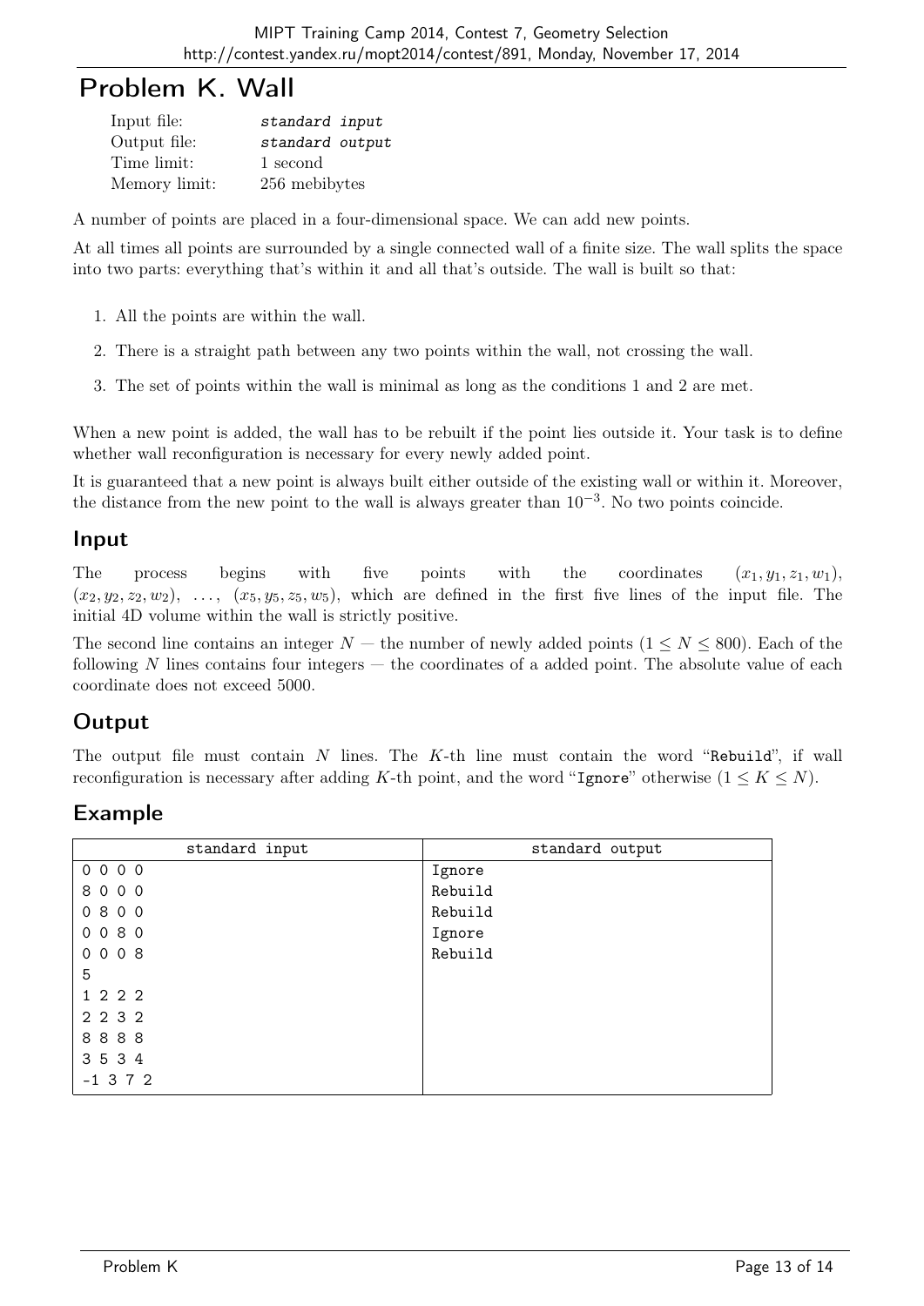# Problem K. Wall

| | |
|---|---|
| Input file: | *standard input* |
| Output file: | *standard output* |
| Time limit: | 1 second |
| Memory limit: | 256 mebibytes |

A number of points are placed in a four-dimensional space. We can add new points.

At all times all points are surrounded by a single connected wall of a finite size. The wall splits the space into two parts: everything that's within it and all that's outside. The wall is built so that:

1. All the points are within the wall.
2. There is a straight path between any two points within the wall, not crossing the wall.
3. The set of points within the wall is minimal as long as the conditions 1 and 2 are met.

When a new point is added, the wall has to be rebuilt if the point lies outside it. Your task is to define whether wall reconfiguration is necessary for every newly added point.

It is guaranteed that a new point is always built either outside of the existing wall or within it. Moreover, the distance from the new point to the wall is always greater than $10^{-3}$. No two points coincide.

## Input

The process begins with five points with the coordinates $(x_1, y_1, z_1, w_1)$, $(x_2, y_2, z_2, w_2)$, $\ldots$, $(x_5, y_5, z_5, w_5)$, which are defined in the first five lines of the input file. The initial 4D volume within the wall is strictly positive.

The second line contains an integer $N$ — the number of newly added points ($1 \le N \le 800$). Each of the following $N$ lines contains four integers — the coordinates of a added point. The absolute value of each coordinate does not exceed 5000.

## Output

The output file must contain $N$ lines. The $K$-th line must contain the word "`Rebuild`", if wall reconfiguration is necessary after adding $K$-th point, and the word "`Ignore`" otherwise ($1 \le K \le N$).

## Example

| standard input | standard output |
|---|---|
| 0 0 0 0<br>8 0 0 0<br>0 8 0 0<br>0 0 8 0<br>0 0 0 8<br>5<br>1 2 2 2<br>2 2 3 2<br>8 8 8 8<br>3 5 3 4<br>-1 3 7 2 | Ignore<br>Rebuild<br>Rebuild<br>Ignore<br>Rebuild |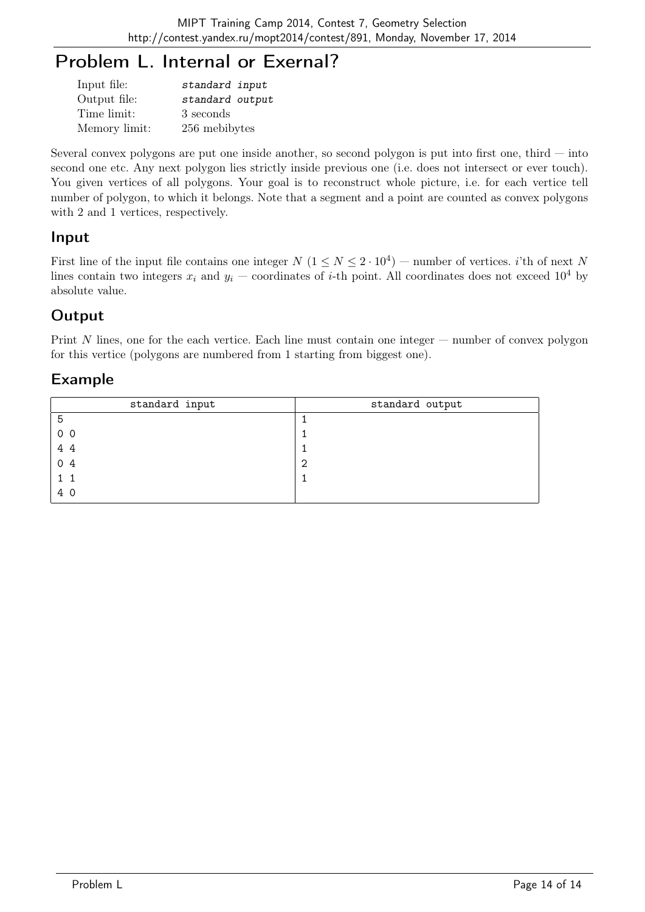# Problem L. Internal or Exernal?

| | |
|---|---|
| Input file: | *standard input* |
| Output file: | *standard output* |
| Time limit: | 3 seconds |
| Memory limit: | 256 mebibytes |

Several convex polygons are put one inside another, so second polygon is put into first one, third — into second one etc. Any next polygon lies strictly inside previous one (i.e. does not intersect or ever touch). You given vertices of all polygons. Your goal is to reconstruct whole picture, i.e. for each vertice tell number of polygon, to which it belongs. Note that a segment and a point are counted as convex polygons with 2 and 1 vertices, respectively.

## Input

First line of the input file contains one integer $N$ ($1 \le N \le 2 \cdot 10^4$) — number of vertices. $i$'th of next $N$ lines contain two integers $x_i$ and $y_i$ — coordinates of $i$-th point. All coordinates does not exceed $10^4$ by absolute value.

## Output

Print $N$ lines, one for the each vertice. Each line must contain one integer — number of convex polygon for this vertice (polygons are numbered from 1 starting from biggest one).

## Example

| standard input | standard output |
|---|---|
| 5<br>0 0<br>4 4<br>0 4<br>1 1<br>4 0 | 1<br>1<br>1<br>2<br>1 |